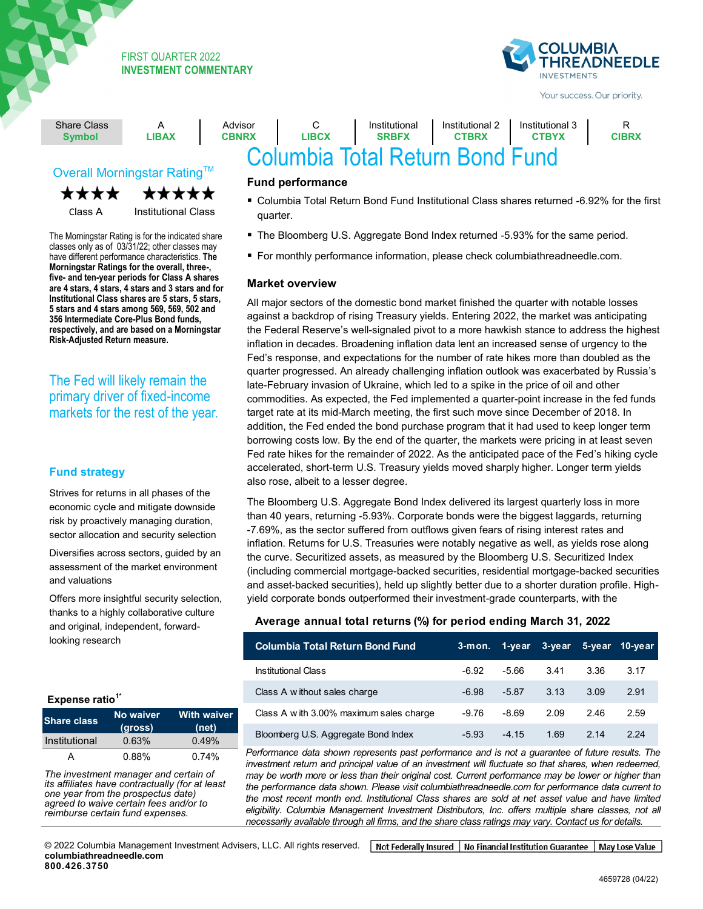FIRST QUARTER 2022
**INVESTMENT COMMENTARY**

COLUMBIA THREADNEEDLE INVESTMENTS

Your success. Our priority.

| Share Class | A | Advisor | C | Institutional | Institutional 2 | Institutional 3 | R |
|---|---|---|---|---|---|---|---|
| Symbol | LIBAX | CBNRX | LIBCX | SRBFX | CTBRX | CTBYX | CIBRX |

# Columbia Total Return Bond Fund

## Overall Morningstar Rating™

★★★★ Class A

★★★★★ Institutional Class

The Morningstar Rating is for the indicated share classes only as of 03/31/22; other classes may have different performance characteristics. **The Morningstar Ratings for the overall, three-, five- and ten-year periods for Class A shares are 4 stars, 4 stars, 4 stars and 3 stars and for Institutional Class shares are 5 stars, 5 stars, 5 stars and 4 stars among 569, 569, 502 and 356 Intermediate Core-Plus Bond funds, respectively, and are based on a Morningstar Risk-Adjusted Return measure.**

The Fed will likely remain the primary driver of fixed-income markets for the rest of the year.

### Fund strategy

Strives for returns in all phases of the economic cycle and mitigate downside risk by proactively managing duration, sector allocation and security selection

Diversifies across sectors, guided by an assessment of the market environment and valuations

Offers more insightful security selection, thanks to a highly collaborative culture and original, independent, forward-looking research

### Expense ratio[1*]

| Share class | No waiver (gross) | With waiver (net) |
|---|---|---|
| Institutional | 0.63% | 0.49% |
| A | 0.88% | 0.74% |

*The investment manager and certain of its affiliates have contractually (for at least one year from the prospectus date) agreed to waive certain fees and/or to reimburse certain fund expenses.*

### Fund performance

- Columbia Total Return Bond Fund Institutional Class shares returned -6.92% for the first quarter.
- The Bloomberg U.S. Aggregate Bond Index returned -5.93% for the same period.
- For monthly performance information, please check columbiathreadneedle.com.

### Market overview

All major sectors of the domestic bond market finished the quarter with notable losses against a backdrop of rising Treasury yields. Entering 2022, the market was anticipating the Federal Reserve's well-signaled pivot to a more hawkish stance to address the highest inflation in decades. Broadening inflation data lent an increased sense of urgency to the Fed's response, and expectations for the number of rate hikes more than doubled as the quarter progressed. An already challenging inflation outlook was exacerbated by Russia's late-February invasion of Ukraine, which led to a spike in the price of oil and other commodities. As expected, the Fed implemented a quarter-point increase in the fed funds target rate at its mid-March meeting, the first such move since December of 2018. In addition, the Fed ended the bond purchase program that it had used to keep longer term borrowing costs low. By the end of the quarter, the markets were pricing in at least seven Fed rate hikes for the remainder of 2022. As the anticipated pace of the Fed's hiking cycle accelerated, short-term U.S. Treasury yields moved sharply higher. Longer term yields also rose, albeit to a lesser degree.

The Bloomberg U.S. Aggregate Bond Index delivered its largest quarterly loss in more than 40 years, returning -5.93%. Corporate bonds were the biggest laggards, returning -7.69%, as the sector suffered from outflows given fears of rising interest rates and inflation. Returns for U.S. Treasuries were notably negative as well, as yields rose along the curve. Securitized assets, as measured by the Bloomberg U.S. Securitized Index (including commercial mortgage-backed securities, residential mortgage-backed securities and asset-backed securities), held up slightly better due to a shorter duration profile. High-yield corporate bonds outperformed their investment-grade counterparts, with the

**Average annual total returns (%) for period ending March 31, 2022**

| Columbia Total Return Bond Fund | 3-mon. | 1-year | 3-year | 5-year | 10-year |
|---|---|---|---|---|---|
| Institutional Class | -6.92 | -5.66 | 3.41 | 3.36 | 3.17 |
| Class A without sales charge | -6.98 | -5.87 | 3.13 | 3.09 | 2.91 |
| Class A with 3.00% maximum sales charge | -9.76 | -8.69 | 2.09 | 2.46 | 2.59 |
| Bloomberg U.S. Aggregate Bond Index | -5.93 | -4.15 | 1.69 | 2.14 | 2.24 |

*Performance data shown represents past performance and is not a guarantee of future results. The investment return and principal value of an investment will fluctuate so that shares, when redeemed, may be worth more or less than their original cost. Current performance may be lower or higher than the performance data shown. Please visit columbiathreadneedle.com for performance data current to the most recent month end. Institutional Class shares are sold at net asset value and have limited eligibility. Columbia Management Investment Distributors, Inc. offers multiple share classes, not all necessarily available through all firms, and the share class ratings may vary. Contact us for details.*

© 2022 Columbia Management Investment Advisers, LLC. All rights reserved.
**columbiathreadneedle.com**
**800.426.3750**

Not Federally Insured | No Financial Institution Guarantee | May Lose Value

4659728 (04/22)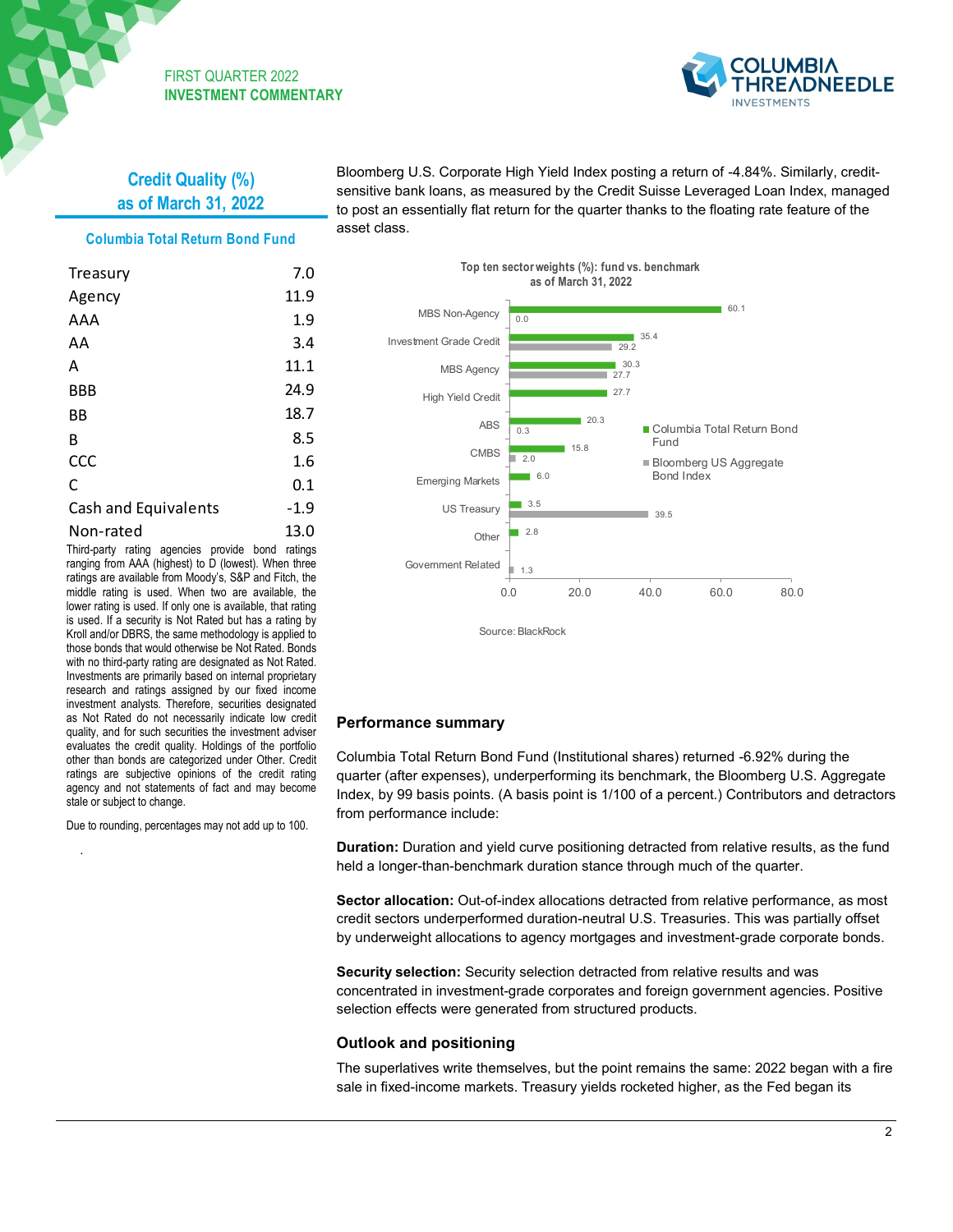## Credit Quality (%) as of March 31, 2022

**Columbia Total Return Bond Fund**

| | |
|---|---|
| Treasury | 7.0 |
| Agency | 11.9 |
| AAA | 1.9 |
| AA | 3.4 |
| A | 11.1 |
| BBB | 24.9 |
| BB | 18.7 |
| B | 8.5 |
| CCC | 1.6 |
| C | 0.1 |
| Cash and Equivalents | -1.9 |
| Non-rated | 13.0 |

Third-party rating agencies provide bond ratings ranging from AAA (highest) to D (lowest). When three ratings are available from Moody's, S&P and Fitch, the middle rating is used. When two are available, the lower rating is used. If only one is available, that rating is used. If a security is Not Rated but has a rating by Kroll and/or DBRS, the same methodology is applied to those bonds that would otherwise be Not Rated. Bonds with no third-party rating are designated as Not Rated. Investments are primarily based on internal proprietary research and ratings assigned by our fixed income investment analysts. Therefore, securities designated as Not Rated do not necessarily indicate low credit quality, and for such securities the investment adviser evaluates the credit quality. Holdings of the portfolio other than bonds are categorized under Other. Credit ratings are subjective opinions of the credit rating agency and not statements of fact and may become stale or subject to change.

Due to rounding, percentages may not add up to 100.

Bloomberg U.S. Corporate High Yield Index posting a return of -4.84%. Similarly, credit-sensitive bank loans, as measured by the Credit Suisse Leveraged Loan Index, managed to post an essentially flat return for the quarter thanks to the floating rate feature of the asset class.

**Top ten sector weights (%): fund vs. benchmark as of March 31, 2022**

| Sector | Columbia Total Return Bond Fund | Bloomberg US Aggregate Bond Index |
|---|---|---|
| MBS Non-Agency | 60.1 | 0.0 |
| Investment Grade Credit | 35.4 | 29.2 |
| MBS Agency | 30.3 | 27.7 |
| High Yield Credit | 27.7 | |
| ABS | 20.3 | 0.3 |
| CMBS | 15.8 | 2.0 |
| Emerging Markets | 6.0 | |
| US Treasury | 3.5 | 39.5 |
| Other | 2.8 | |
| Government Related | | 1.3 |

Source: BlackRock

### Performance summary

Columbia Total Return Bond Fund (Institutional shares) returned -6.92% during the quarter (after expenses), underperforming its benchmark, the Bloomberg U.S. Aggregate Index, by 99 basis points. (A basis point is 1/100 of a percent.) Contributors and detractors from performance include:

**Duration:** Duration and yield curve positioning detracted from relative results, as the fund held a longer-than-benchmark duration stance through much of the quarter.

**Sector allocation:** Out-of-index allocations detracted from relative performance, as most credit sectors underperformed duration-neutral U.S. Treasuries. This was partially offset by underweight allocations to agency mortgages and investment-grade corporate bonds.

**Security selection:** Security selection detracted from relative results and was concentrated in investment-grade corporates and foreign government agencies. Positive selection effects were generated from structured products.

### Outlook and positioning

The superlatives write themselves, but the point remains the same: 2022 began with a fire sale in fixed-income markets. Treasury yields rocketed higher, as the Fed began its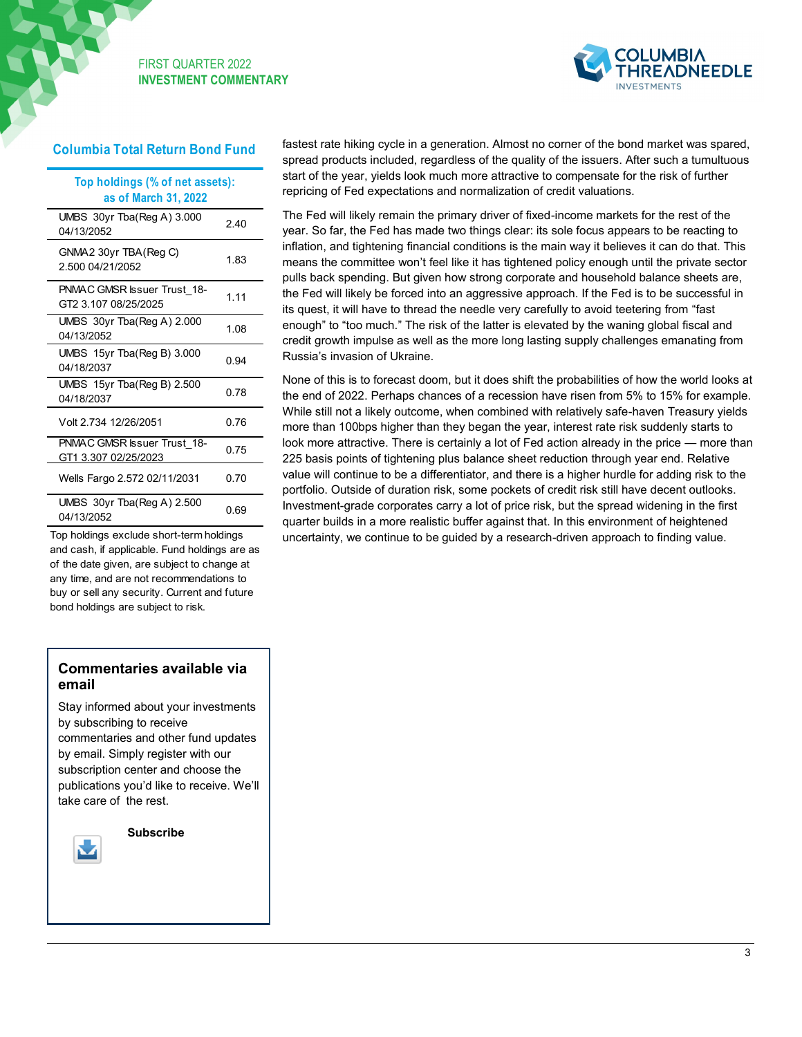## Columbia Total Return Bond Fund

| Top holdings (% of net assets): as of March 31, 2022 | |
|---|---|
| UMBS 30yr Tba(Reg A) 3.000 04/13/2052 | 2.40 |
| GNMA2 30yr TBA(Reg C) 2.500 04/21/2052 | 1.83 |
| PNMAC GMSR Issuer Trust_18-GT2 3.107 08/25/2025 | 1.11 |
| UMBS 30yr Tba(Reg A) 2.000 04/13/2052 | 1.08 |
| UMBS 15yr Tba(Reg B) 3.000 04/18/2037 | 0.94 |
| UMBS 15yr Tba(Reg B) 2.500 04/18/2037 | 0.78 |
| Volt 2.734 12/26/2051 | 0.76 |
| PNMAC GMSR Issuer Trust_18-GT1 3.307 02/25/2023 | 0.75 |
| Wells Fargo 2.572 02/11/2031 | 0.70 |
| UMBS 30yr Tba(Reg A) 2.500 04/13/2052 | 0.69 |

Top holdings exclude short-term holdings and cash, if applicable. Fund holdings are as of the date given, are subject to change at any time, and are not recommendations to buy or sell any security. Current and future bond holdings are subject to risk.

### Commentaries available via email

Stay informed about your investments by subscribing to receive commentaries and other fund updates by email. Simply register with our subscription center and choose the publications you'd like to receive. We'll take care of the rest.

**Subscribe**

fastest rate hiking cycle in a generation. Almost no corner of the bond market was spared, spread products included, regardless of the quality of the issuers. After such a tumultuous start of the year, yields look much more attractive to compensate for the risk of further repricing of Fed expectations and normalization of credit valuations.

The Fed will likely remain the primary driver of fixed-income markets for the rest of the year. So far, the Fed has made two things clear: its sole focus appears to be reacting to inflation, and tightening financial conditions is the main way it believes it can do that. This means the committee won't feel like it has tightened policy enough until the private sector pulls back spending. But given how strong corporate and household balance sheets are, the Fed will likely be forced into an aggressive approach. If the Fed is to be successful in its quest, it will have to thread the needle very carefully to avoid teetering from "fast enough" to "too much." The risk of the latter is elevated by the waning global fiscal and credit growth impulse as well as the more long lasting supply challenges emanating from Russia's invasion of Ukraine.

None of this is to forecast doom, but it does shift the probabilities of how the world looks at the end of 2022. Perhaps chances of a recession have risen from 5% to 15% for example. While still not a likely outcome, when combined with relatively safe-haven Treasury yields more than 100bps higher than they began the year, interest rate risk suddenly starts to look more attractive. There is certainly a lot of Fed action already in the price — more than 225 basis points of tightening plus balance sheet reduction through year end. Relative value will continue to be a differentiator, and there is a higher hurdle for adding risk to the portfolio. Outside of duration risk, some pockets of credit risk still have decent outlooks. Investment-grade corporates carry a lot of price risk, but the spread widening in the first quarter builds in a more realistic buffer against that. In this environment of heightened uncertainty, we continue to be guided by a research-driven approach to finding value.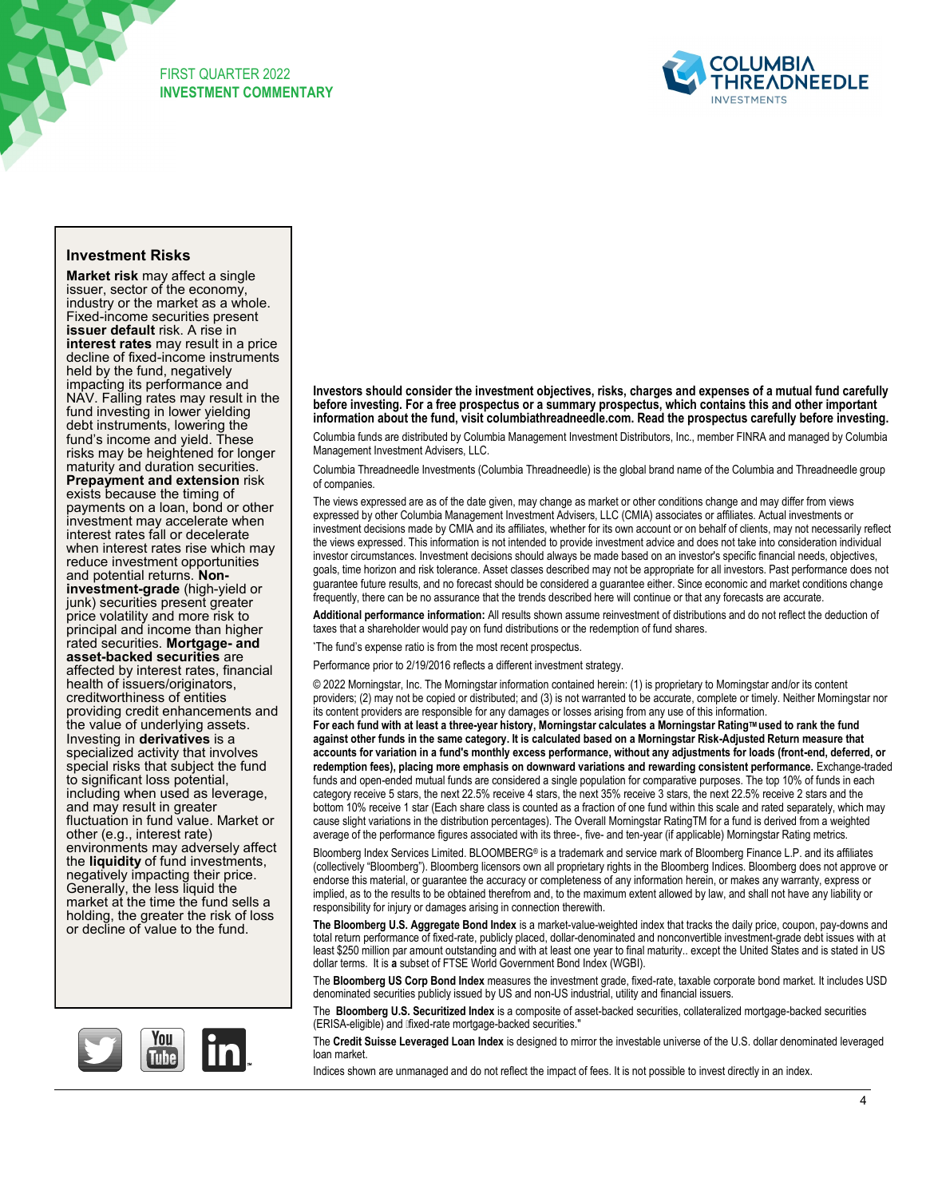## Investment Risks

**Market risk** may affect a single issuer, sector of the economy, industry or the market as a whole. Fixed-income securities present **issuer default** risk. A rise in **interest rates** may result in a price decline of fixed-income instruments held by the fund, negatively impacting its performance and NAV. Falling rates may result in the fund investing in lower yielding debt instruments, lowering the fund's income and yield. These risks may be heightened for longer maturity and duration securities. **Prepayment and extension** risk exists because the timing of payments on a loan, bond or other investment may accelerate when interest rates fall or decelerate when interest rates rise which may reduce investment opportunities and potential returns. **Non-investment-grade** (high-yield or junk) securities present greater price volatility and more risk to principal and income than higher rated securities. **Mortgage- and asset-backed securities** are affected by interest rates, financial health of issuers/originators, creditworthiness of entities providing credit enhancements and the value of underlying assets. Investing in **derivatives** is a specialized activity that involves special risks that subject the fund to significant loss potential, including when used as leverage, and may result in greater fluctuation in fund value. Market or other (e.g., interest rate) environments may adversely affect the **liquidity** of fund investments, negatively impacting their price. Generally, the less liquid the market at the time the fund sells a holding, the greater the risk of loss or decline of value to the fund.

**Investors should consider the investment objectives, risks, charges and expenses of a mutual fund carefully before investing. For a free prospectus or a summary prospectus, which contains this and other important information about the fund, visit columbiathreadneedle.com. Read the prospectus carefully before investing.**

Columbia funds are distributed by Columbia Management Investment Distributors, Inc., member FINRA and managed by Columbia Management Investment Advisers, LLC.

Columbia Threadneedle Investments (Columbia Threadneedle) is the global brand name of the Columbia and Threadneedle group of companies.

The views expressed are as of the date given, may change as market or other conditions change and may differ from views expressed by other Columbia Management Investment Advisers, LLC (CMIA) associates or affiliates. Actual investments or investment decisions made by CMIA and its affiliates, whether for its own account or on behalf of clients, may not necessarily reflect the views expressed. This information is not intended to provide investment advice and does not take into consideration individual investor circumstances. Investment decisions should always be made based on an investor's specific financial needs, objectives, goals, time horizon and risk tolerance. Asset classes described may not be appropriate for all investors. Past performance does not guarantee future results, and no forecast should be considered a guarantee either. Since economic and market conditions change frequently, there can be no assurance that the trends described here will continue or that any forecasts are accurate.

**Additional performance information:** All results shown assume reinvestment of distributions and do not reflect the deduction of taxes that a shareholder would pay on fund distributions or the redemption of fund shares.

*The fund's expense ratio is from the most recent prospectus.

Performance prior to 2/19/2016 reflects a different investment strategy.

© 2022 Morningstar, Inc. The Morningstar information contained herein: (1) is proprietary to Morningstar and/or its content providers; (2) may not be copied or distributed; and (3) is not warranted to be accurate, complete or timely. Neither Morningstar nor its content providers are responsible for any damages or losses arising from any use of this information.

**For each fund with at least a three-year history, Morningstar calculates a Morningstar Rating™ used to rank the fund against other funds in the same category. It is calculated based on a Morningstar Risk-Adjusted Return measure that accounts for variation in a fund's monthly excess performance, without any adjustments for loads (front-end, deferred, or redemption fees), placing more emphasis on downward variations and rewarding consistent performance.** Exchange-traded funds and open-ended mutual funds are considered a single population for comparative purposes. The top 10% of funds in each category receive 5 stars, the next 22.5% receive 4 stars, the next 35% receive 3 stars, the next 22.5% receive 2 stars and the bottom 10% receive 1 star (Each share class is counted as a fraction of one fund within this scale and rated separately, which may cause slight variations in the distribution percentages). The Overall Morningstar RatingTM for a fund is derived from a weighted average of the performance figures associated with its three-, five- and ten-year (if applicable) Morningstar Rating metrics.

Bloomberg Index Services Limited. BLOOMBERG® is a trademark and service mark of Bloomberg Finance L.P. and its affiliates (collectively "Bloomberg"). Bloomberg licensors own all proprietary rights in the Bloomberg Indices. Bloomberg does not approve or endorse this material, or guarantee the accuracy or completeness of any information herein, or makes any warranty, express or implied, as to the results to be obtained therefrom and, to the maximum extent allowed by law, and shall not have any liability or responsibility for injury or damages arising in connection therewith.

**The Bloomberg U.S. Aggregate Bond Index** is a market-value-weighted index that tracks the daily price, coupon, pay-downs and total return performance of fixed-rate, publicly placed, dollar-denominated and nonconvertible investment-grade debt issues with at least $250 million par amount outstanding and with at least one year to final maturity.. except the United States and is stated in US dollar terms. It is **a** subset of FTSE World Government Bond Index (WGBI).

The **Bloomberg US Corp Bond Index** measures the investment grade, fixed-rate, taxable corporate bond market. It includes USD denominated securities publicly issued by US and non-US industrial, utility and financial issuers.

The **Bloomberg U.S. Securitized Index** is a composite of asset-backed securities, collateralized mortgage-backed securities (ERISA-eligible) and fixed-rate mortgage-backed securities."

The **Credit Suisse Leveraged Loan Index** is designed to mirror the investable universe of the U.S. dollar denominated leveraged loan market.

Indices shown are unmanaged and do not reflect the impact of fees. It is not possible to invest directly in an index.